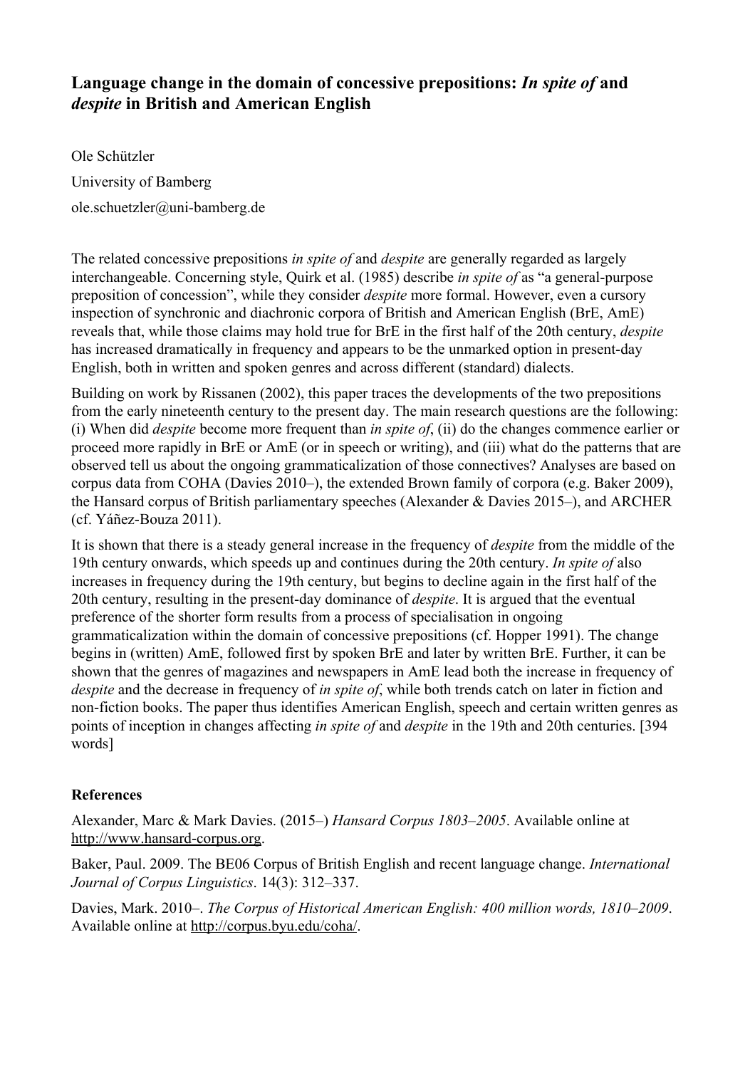# Language change in the domain of concessive prepositions: *In spite of* and *despite* in British and American English

Ole Schützler

University of Bamberg

ole.schuetzler@uni-bamberg.de

The related concessive prepositions *in spite of* and *despite* are generally regarded as largely interchangeable. Concerning style, Quirk et al. (1985) describe *in spite of* as "a general-purpose preposition of concession", while they consider *despite* more formal. However, even a cursory inspection of synchronic and diachronic corpora of British and American English (BrE, AmE) reveals that, while those claims may hold true for BrE in the first half of the 20th century, *despite* has increased dramatically in frequency and appears to be the unmarked option in present-day English, both in written and spoken genres and across different (standard) dialects.

Building on work by Rissanen (2002), this paper traces the developments of the two prepositions from the early nineteenth century to the present day. The main research questions are the following: (i) When did *despite* become more frequent than *in spite of*, (ii) do the changes commence earlier or proceed more rapidly in BrE or AmE (or in speech or writing), and (iii) what do the patterns that are observed tell us about the ongoing grammaticalization of those connectives? Analyses are based on corpus data from COHA (Davies 2010–), the extended Brown family of corpora (e.g. Baker 2009), the Hansard corpus of British parliamentary speeches (Alexander & Davies 2015–), and ARCHER (cf. Yáñez-Bouza 2011).

It is shown that there is a steady general increase in the frequency of *despite* from the middle of the 19th century onwards, which speeds up and continues during the 20th century. *In spite of* also increases in frequency during the 19th century, but begins to decline again in the first half of the 20th century, resulting in the present-day dominance of *despite*. It is argued that the eventual preference of the shorter form results from a process of specialisation in ongoing grammaticalization within the domain of concessive prepositions (cf. Hopper 1991). The change begins in (written) AmE, followed first by spoken BrE and later by written BrE. Further, it can be shown that the genres of magazines and newspapers in AmE lead both the increase in frequency of *despite* and the decrease in frequency of *in spite of*, while both trends catch on later in fiction and non-fiction books. The paper thus identifies American English, speech and certain written genres as points of inception in changes affecting *in spite of* and *despite* in the 19th and 20th centuries. [394 words]

## References

Alexander, Marc & Mark Davies. (2015–) *Hansard Corpus 1803–2005*. Available online at http://www.hansard-corpus.org.

Baker, Paul. 2009. The BE06 Corpus of British English and recent language change. *International Journal of Corpus Linguistics*. 14(3): 312–337.

Davies, Mark. 2010–. *The Corpus of Historical American English: 400 million words, 1810–2009*. Available online at http://corpus.byu.edu/coha/.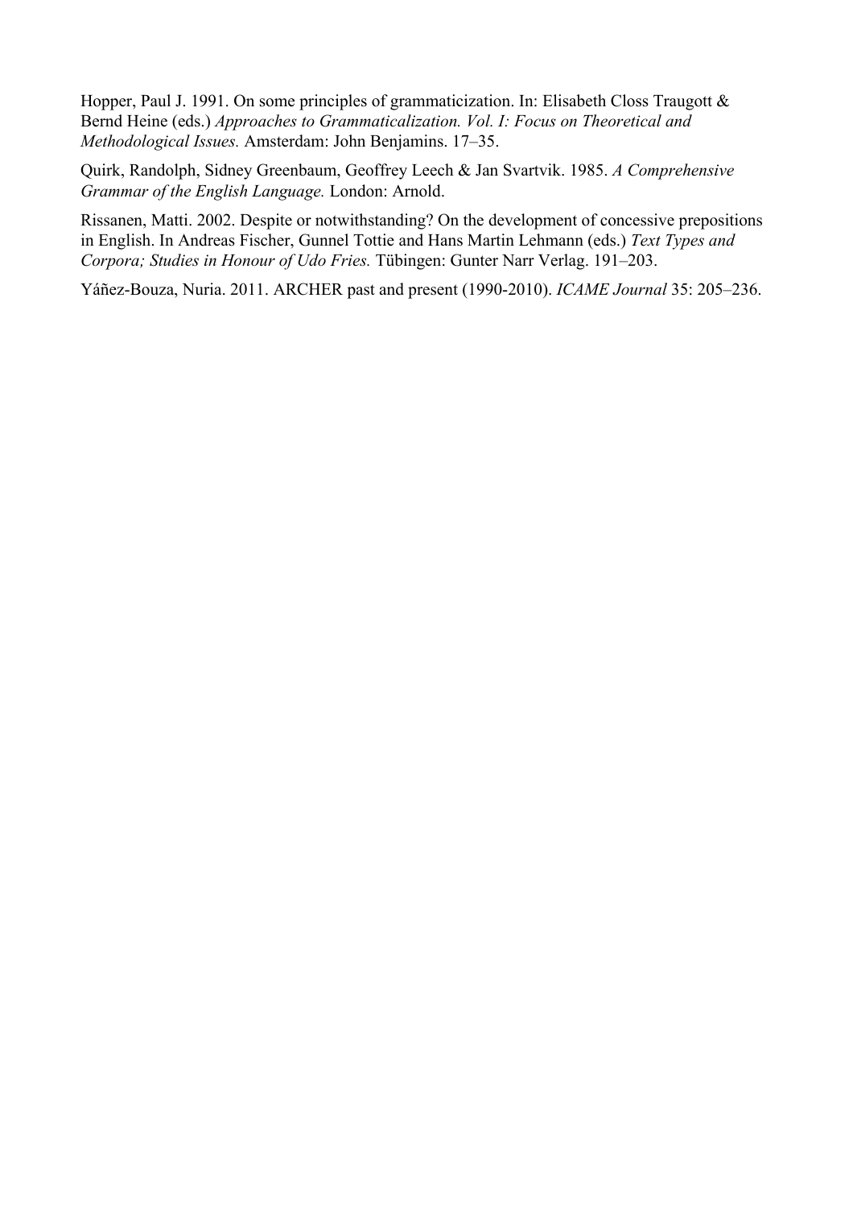Hopper, Paul J. 1991. On some principles of grammaticization. In: Elisabeth Closs Traugott & Bernd Heine (eds.) *Approaches to Grammaticalization. Vol. I: Focus on Theoretical and Methodological Issues.* Amsterdam: John Benjamins. 17–35.

Quirk, Randolph, Sidney Greenbaum, Geoffrey Leech & Jan Svartvik. 1985. *A Comprehensive Grammar of the English Language.* London: Arnold.

Rissanen, Matti. 2002. Despite or notwithstanding? On the development of concessive prepositions in English. In Andreas Fischer, Gunnel Tottie and Hans Martin Lehmann (eds.) *Text Types and Corpora; Studies in Honour of Udo Fries.* Tübingen: Gunter Narr Verlag. 191–203.

Yáñez-Bouza, Nuria. 2011. ARCHER past and present (1990-2010). *ICAME Journal* 35: 205–236.